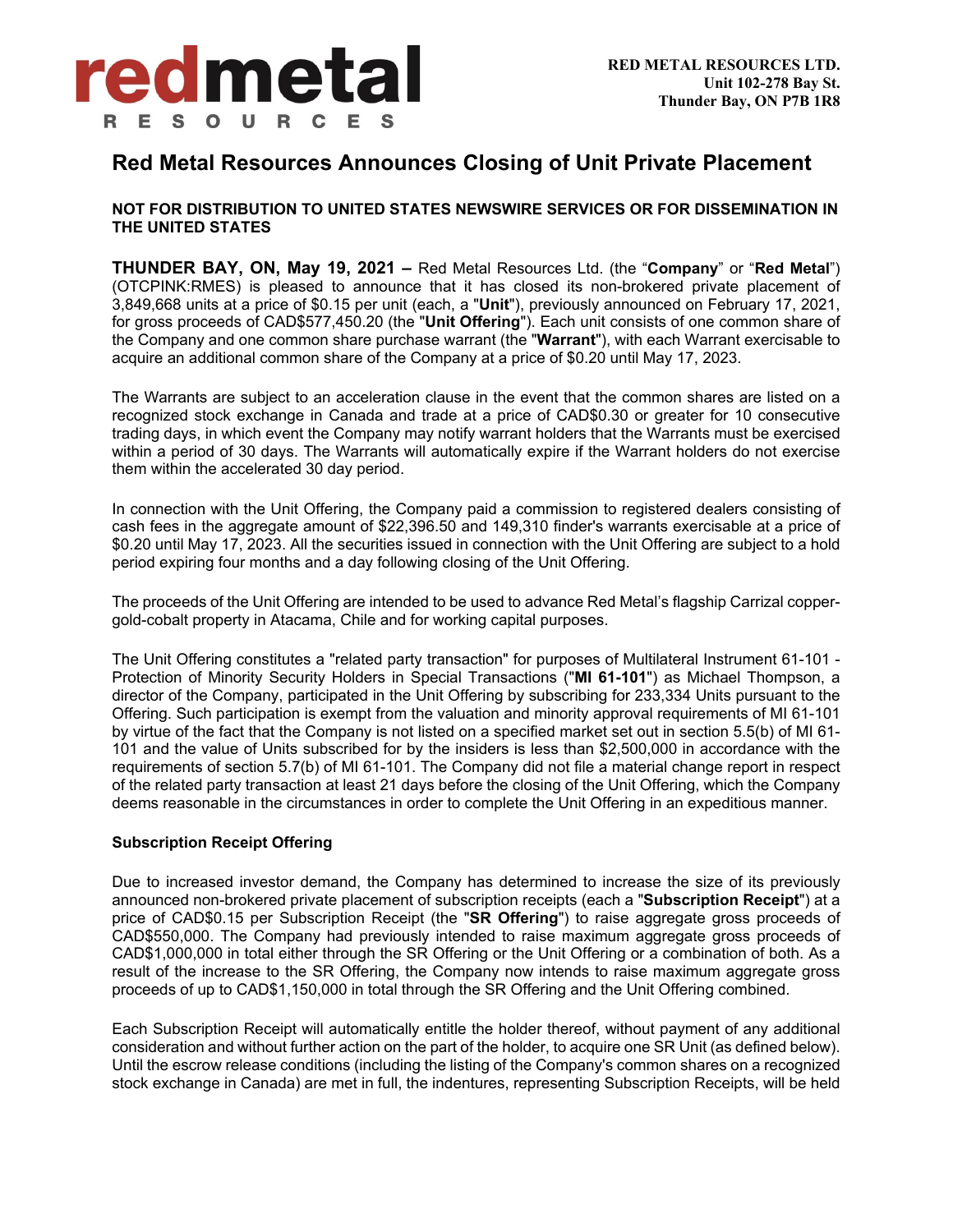**RED METAL RESOURCES LTD.**
**Unit 102-278 Bay St.**
**Thunder Bay, ON P7B 1R8**

# Red Metal Resources Announces Closing of Unit Private Placement

**NOT FOR DISTRIBUTION TO UNITED STATES NEWSWIRE SERVICES OR FOR DISSEMINATION IN THE UNITED STATES**

**THUNDER BAY, ON, May 19, 2021 –** Red Metal Resources Ltd. (the "**Company**" or "**Red Metal**") (OTCPINK:RMES) is pleased to announce that it has closed its non-brokered private placement of 3,849,668 units at a price of $0.15 per unit (each, a "**Unit**"), previously announced on February 17, 2021, for gross proceeds of CAD$577,450.20 (the "**Unit Offering**"). Each unit consists of one common share of the Company and one common share purchase warrant (the "**Warrant**"), with each Warrant exercisable to acquire an additional common share of the Company at a price of $0.20 until May 17, 2023.

The Warrants are subject to an acceleration clause in the event that the common shares are listed on a recognized stock exchange in Canada and trade at a price of CAD$0.30 or greater for 10 consecutive trading days, in which event the Company may notify warrant holders that the Warrants must be exercised within a period of 30 days. The Warrants will automatically expire if the Warrant holders do not exercise them within the accelerated 30 day period.

In connection with the Unit Offering, the Company paid a commission to registered dealers consisting of cash fees in the aggregate amount of $22,396.50 and 149,310 finder's warrants exercisable at a price of $0.20 until May 17, 2023. All the securities issued in connection with the Unit Offering are subject to a hold period expiring four months and a day following closing of the Unit Offering.

The proceeds of the Unit Offering are intended to be used to advance Red Metal's flagship Carrizal copper-gold-cobalt property in Atacama, Chile and for working capital purposes.

The Unit Offering constitutes a "related party transaction" for purposes of Multilateral Instrument 61-101 - Protection of Minority Security Holders in Special Transactions ("**MI 61-101**") as Michael Thompson, a director of the Company, participated in the Unit Offering by subscribing for 233,334 Units pursuant to the Offering. Such participation is exempt from the valuation and minority approval requirements of MI 61-101 by virtue of the fact that the Company is not listed on a specified market set out in section 5.5(b) of MI 61-101 and the value of Units subscribed for by the insiders is less than $2,500,000 in accordance with the requirements of section 5.7(b) of MI 61-101. The Company did not file a material change report in respect of the related party transaction at least 21 days before the closing of the Unit Offering, which the Company deems reasonable in the circumstances in order to complete the Unit Offering in an expeditious manner.

**Subscription Receipt Offering**

Due to increased investor demand, the Company has determined to increase the size of its previously announced non-brokered private placement of subscription receipts (each a "**Subscription Receipt**") at a price of CAD$0.15 per Subscription Receipt (the "**SR Offering**") to raise aggregate gross proceeds of CAD$550,000. The Company had previously intended to raise maximum aggregate gross proceeds of CAD$1,000,000 in total either through the SR Offering or the Unit Offering or a combination of both. As a result of the increase to the SR Offering, the Company now intends to raise maximum aggregate gross proceeds of up to CAD$1,150,000 in total through the SR Offering and the Unit Offering combined.

Each Subscription Receipt will automatically entitle the holder thereof, without payment of any additional consideration and without further action on the part of the holder, to acquire one SR Unit (as defined below). Until the escrow release conditions (including the listing of the Company's common shares on a recognized stock exchange in Canada) are met in full, the indentures, representing Subscription Receipts, will be held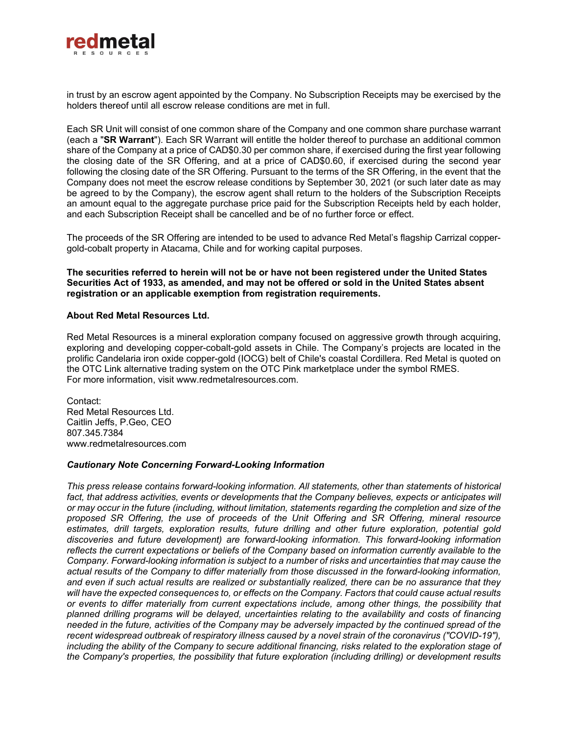in trust by an escrow agent appointed by the Company. No Subscription Receipts may be exercised by the holders thereof until all escrow release conditions are met in full.

Each SR Unit will consist of one common share of the Company and one common share purchase warrant (each a "**SR Warrant**"). Each SR Warrant will entitle the holder thereof to purchase an additional common share of the Company at a price of CAD$0.30 per common share, if exercised during the first year following the closing date of the SR Offering, and at a price of CAD$0.60, if exercised during the second year following the closing date of the SR Offering. Pursuant to the terms of the SR Offering, in the event that the Company does not meet the escrow release conditions by September 30, 2021 (or such later date as may be agreed to by the Company), the escrow agent shall return to the holders of the Subscription Receipts an amount equal to the aggregate purchase price paid for the Subscription Receipts held by each holder, and each Subscription Receipt shall be cancelled and be of no further force or effect.

The proceeds of the SR Offering are intended to be used to advance Red Metal's flagship Carrizal copper-gold-cobalt property in Atacama, Chile and for working capital purposes.

**The securities referred to herein will not be or have not been registered under the United States Securities Act of 1933, as amended, and may not be offered or sold in the United States absent registration or an applicable exemption from registration requirements.**

**About Red Metal Resources Ltd.**

Red Metal Resources is a mineral exploration company focused on aggressive growth through acquiring, exploring and developing copper-cobalt-gold assets in Chile. The Company's projects are located in the prolific Candelaria iron oxide copper-gold (IOCG) belt of Chile's coastal Cordillera. Red Metal is quoted on the OTC Link alternative trading system on the OTC Pink marketplace under the symbol RMES.
For more information, visit www.redmetalresources.com.

Contact:
Red Metal Resources Ltd.
Caitlin Jeffs, P.Geo, CEO
807.345.7384
www.redmetalresources.com

***Cautionary Note Concerning Forward-Looking Information***

*This press release contains forward-looking information. All statements, other than statements of historical fact, that address activities, events or developments that the Company believes, expects or anticipates will or may occur in the future (including, without limitation, statements regarding the completion and size of the proposed SR Offering, the use of proceeds of the Unit Offering and SR Offering, mineral resource estimates, drill targets, exploration results, future drilling and other future exploration, potential gold discoveries and future development) are forward-looking information. This forward-looking information reflects the current expectations or beliefs of the Company based on information currently available to the Company. Forward-looking information is subject to a number of risks and uncertainties that may cause the actual results of the Company to differ materially from those discussed in the forward-looking information, and even if such actual results are realized or substantially realized, there can be no assurance that they will have the expected consequences to, or effects on the Company. Factors that could cause actual results or events to differ materially from current expectations include, among other things, the possibility that planned drilling programs will be delayed, uncertainties relating to the availability and costs of financing needed in the future, activities of the Company may be adversely impacted by the continued spread of the recent widespread outbreak of respiratory illness caused by a novel strain of the coronavirus ("COVID-19"), including the ability of the Company to secure additional financing, risks related to the exploration stage of the Company's properties, the possibility that future exploration (including drilling) or development results*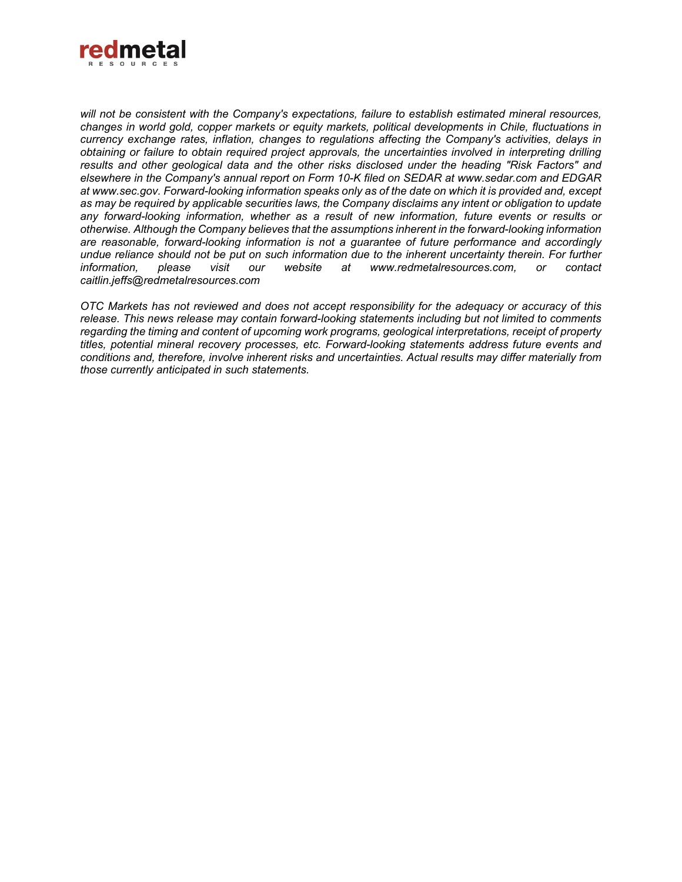*will not be consistent with the Company's expectations, failure to establish estimated mineral resources, changes in world gold, copper markets or equity markets, political developments in Chile, fluctuations in currency exchange rates, inflation, changes to regulations affecting the Company's activities, delays in obtaining or failure to obtain required project approvals, the uncertainties involved in interpreting drilling results and other geological data and the other risks disclosed under the heading "Risk Factors" and elsewhere in the Company's annual report on Form 10-K filed on SEDAR at www.sedar.com and EDGAR at www.sec.gov. Forward-looking information speaks only as of the date on which it is provided and, except as may be required by applicable securities laws, the Company disclaims any intent or obligation to update any forward-looking information, whether as a result of new information, future events or results or otherwise. Although the Company believes that the assumptions inherent in the forward-looking information are reasonable, forward-looking information is not a guarantee of future performance and accordingly undue reliance should not be put on such information due to the inherent uncertainty therein. For further information, please visit our website at www.redmetalresources.com, or contact caitlin.jeffs@redmetalresources.com*

*OTC Markets has not reviewed and does not accept responsibility for the adequacy or accuracy of this release. This news release may contain forward-looking statements including but not limited to comments regarding the timing and content of upcoming work programs, geological interpretations, receipt of property titles, potential mineral recovery processes, etc. Forward-looking statements address future events and conditions and, therefore, involve inherent risks and uncertainties. Actual results may differ materially from those currently anticipated in such statements.*